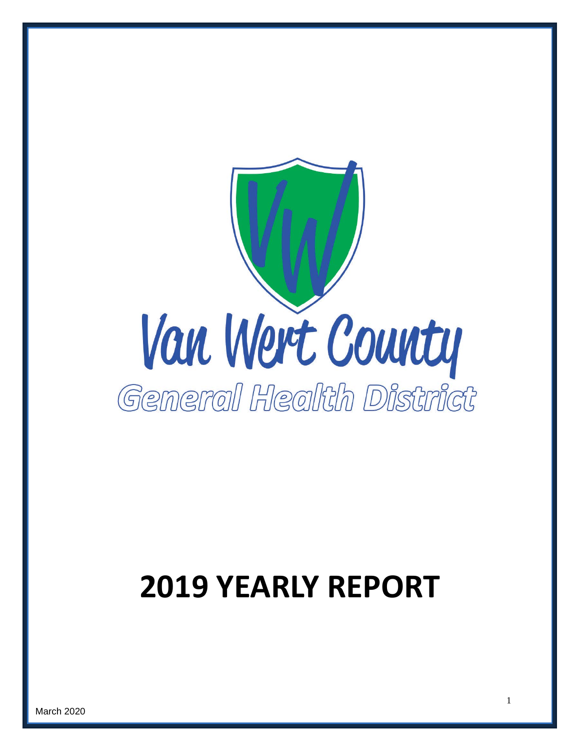Van Wert County

General Health District

# 2019 YEARLY REPORT

March 2020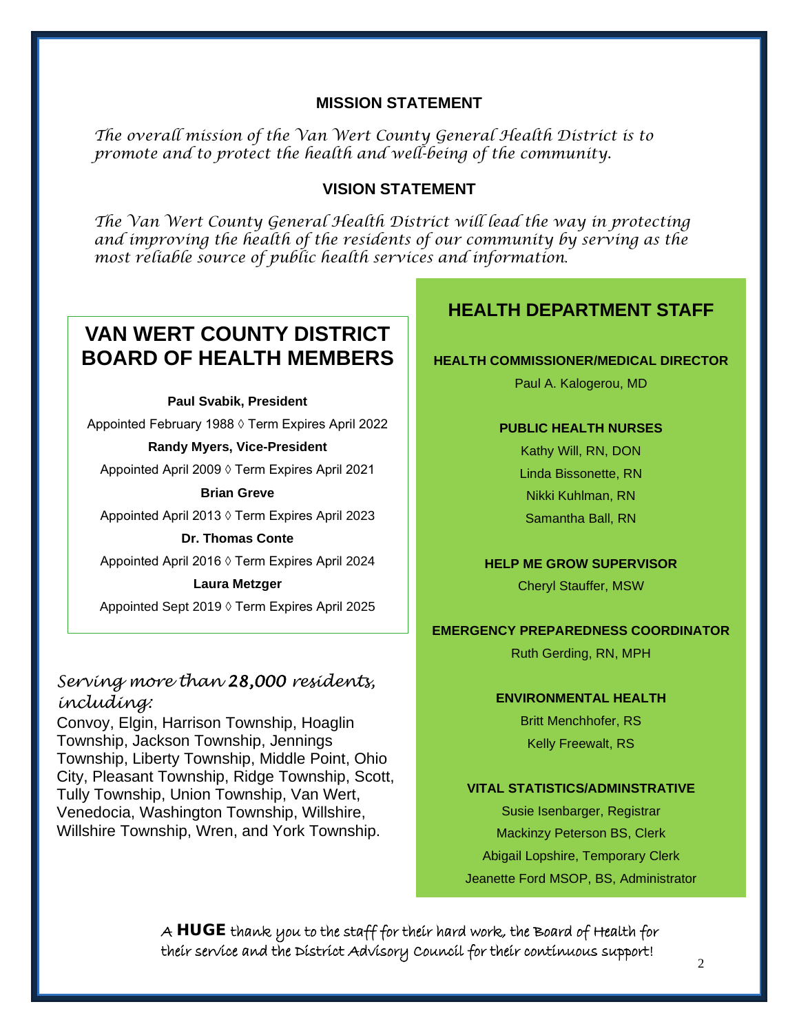## MISSION STATEMENT

*The overall mission of the Van Wert County General Health District is to promote and to protect the health and well-being of the community.*

## VISION STATEMENT

*The Van Wert County General Health District will lead the way in protecting and improving the health of the residents of our community by serving as the most reliable source of public health services and information.*

## VAN WERT COUNTY DISTRICT BOARD OF HEALTH MEMBERS

**Paul Svabik, President**

Appointed February 1988 ◊ Term Expires April 2022

**Randy Myers, Vice-President**

Appointed April 2009 ◊ Term Expires April 2021

**Brian Greve**

Appointed April 2013 ◊ Term Expires April 2023

**Dr. Thomas Conte**

Appointed April 2016 ◊ Term Expires April 2024

**Laura Metzger**

Appointed Sept 2019 ◊ Term Expires April 2025

*Serving more than 28,000 residents, including:*

Convoy, Elgin, Harrison Township, Hoaglin Township, Jackson Township, Jennings Township, Liberty Township, Middle Point, Ohio City, Pleasant Township, Ridge Township, Scott, Tully Township, Union Township, Van Wert, Venedocia, Washington Township, Willshire, Willshire Township, Wren, and York Township.

## HEALTH DEPARTMENT STAFF

**HEALTH COMMISSIONER/MEDICAL DIRECTOR**

Paul A. Kalogerou, MD

**PUBLIC HEALTH NURSES**

Kathy Will, RN, DON

Linda Bissonette, RN

Nikki Kuhlman, RN

Samantha Ball, RN

**HELP ME GROW SUPERVISOR**

Cheryl Stauffer, MSW

**EMERGENCY PREPAREDNESS COORDINATOR**

Ruth Gerding, RN, MPH

**ENVIRONMENTAL HEALTH**

Britt Menchhofer, RS

Kelly Freewalt, RS

**VITAL STATISTICS/ADMINSTRATIVE**

Susie Isenbarger, Registrar

Mackinzy Peterson BS, Clerk

Abigail Lopshire, Temporary Clerk

Jeanette Ford MSOP, BS, Administrator

A **HUGE** thank you to the staff for their hard work, the Board of Health for their service and the District Advisory Council for their continuous support!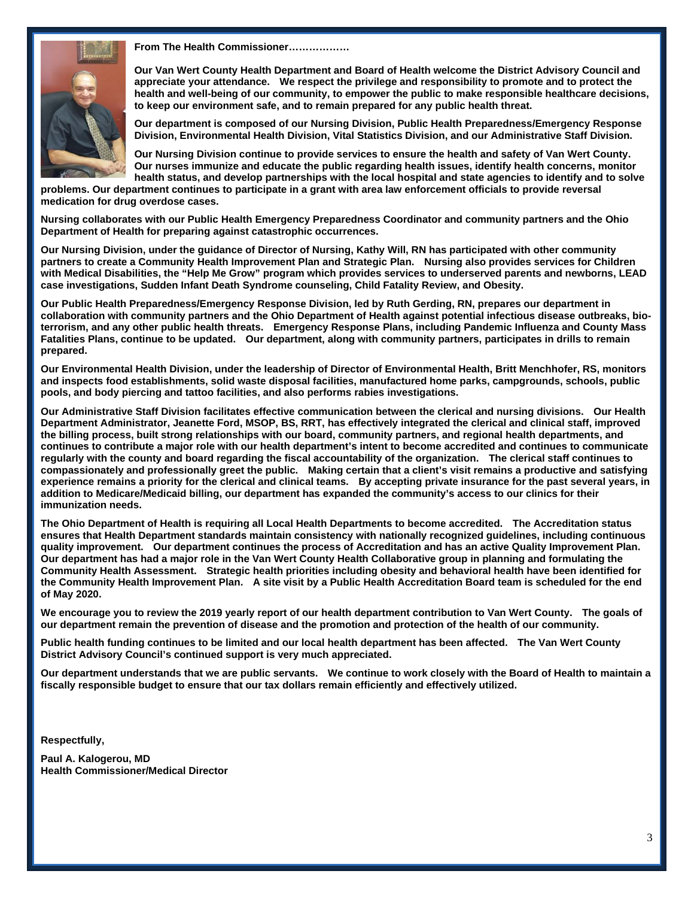**From The Health Commissioner………………**

**Our Van Wert County Health Department and Board of Health welcome the District Advisory Council and appreciate your attendance. We respect the privilege and responsibility to promote and to protect the health and well-being of our community, to empower the public to make responsible healthcare decisions, to keep our environment safe, and to remain prepared for any public health threat.**

**Our department is composed of our Nursing Division, Public Health Preparedness/Emergency Response Division, Environmental Health Division, Vital Statistics Division, and our Administrative Staff Division.**

**Our Nursing Division continue to provide services to ensure the health and safety of Van Wert County. Our nurses immunize and educate the public regarding health issues, identify health concerns, monitor health status, and develop partnerships with the local hospital and state agencies to identify and to solve problems. Our department continues to participate in a grant with area law enforcement officials to provide reversal medication for drug overdose cases.**

**Nursing collaborates with our Public Health Emergency Preparedness Coordinator and community partners and the Ohio Department of Health for preparing against catastrophic occurrences.**

**Our Nursing Division, under the guidance of Director of Nursing, Kathy Will, RN has participated with other community partners to create a Community Health Improvement Plan and Strategic Plan. Nursing also provides services for Children with Medical Disabilities, the "Help Me Grow" program which provides services to underserved parents and newborns, LEAD case investigations, Sudden Infant Death Syndrome counseling, Child Fatality Review, and Obesity.**

**Our Public Health Preparedness/Emergency Response Division, led by Ruth Gerding, RN, prepares our department in collaboration with community partners and the Ohio Department of Health against potential infectious disease outbreaks, bio-terrorism, and any other public health threats. Emergency Response Plans, including Pandemic Influenza and County Mass Fatalities Plans, continue to be updated. Our department, along with community partners, participates in drills to remain prepared.**

**Our Environmental Health Division, under the leadership of Director of Environmental Health, Britt Menchhofer, RS, monitors and inspects food establishments, solid waste disposal facilities, manufactured home parks, campgrounds, schools, public pools, and body piercing and tattoo facilities, and also performs rabies investigations.**

**Our Administrative Staff Division facilitates effective communication between the clerical and nursing divisions. Our Health Department Administrator, Jeanette Ford, MSOP, BS, RRT, has effectively integrated the clerical and clinical staff, improved the billing process, built strong relationships with our board, community partners, and regional health departments, and continues to contribute a major role with our health department's intent to become accredited and continues to communicate regularly with the county and board regarding the fiscal accountability of the organization. The clerical staff continues to compassionately and professionally greet the public. Making certain that a client's visit remains a productive and satisfying experience remains a priority for the clerical and clinical teams. By accepting private insurance for the past several years, in addition to Medicare/Medicaid billing, our department has expanded the community's access to our clinics for their immunization needs.**

**The Ohio Department of Health is requiring all Local Health Departments to become accredited. The Accreditation status ensures that Health Department standards maintain consistency with nationally recognized guidelines, including continuous quality improvement. Our department continues the process of Accreditation and has an active Quality Improvement Plan. Our department has had a major role in the Van Wert County Health Collaborative group in planning and formulating the Community Health Assessment. Strategic health priorities including obesity and behavioral health have been identified for the Community Health Improvement Plan. A site visit by a Public Health Accreditation Board team is scheduled for the end of May 2020.**

**We encourage you to review the 2019 yearly report of our health department contribution to Van Wert County. The goals of our department remain the prevention of disease and the promotion and protection of the health of our community.**

**Public health funding continues to be limited and our local health department has been affected. The Van Wert County District Advisory Council's continued support is very much appreciated.**

**Our department understands that we are public servants. We continue to work closely with the Board of Health to maintain a fiscally responsible budget to ensure that our tax dollars remain efficiently and effectively utilized.**

**Respectfully,**

**Paul A. Kalogerou, MD**
**Health Commissioner/Medical Director**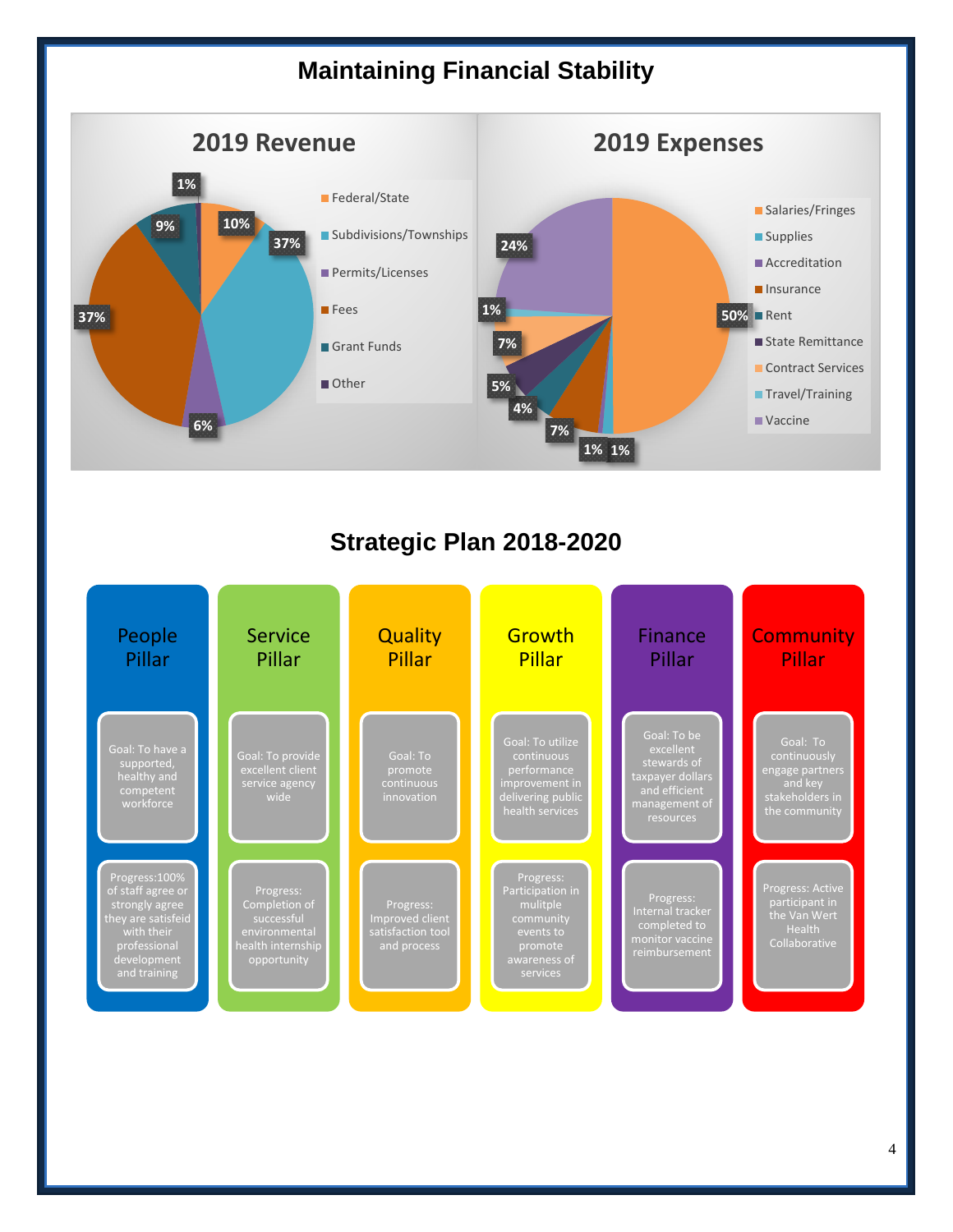# Maintaining Financial Stability

## 2019 Revenue

- Federal/State: 10%
- Subdivisions/Townships: 37%
- Permits/Licenses: 6%
- Fees: 37%
- Grant Funds: 9%
- Other: 1%

## 2019 Expenses

- Salaries/Fringes: 50%
- Supplies: 1%
- Accreditation: 1%
- Insurance: 7%
- Rent: 4%
- State Remittance: 5%
- Contract Services: 7%
- Travel/Training: 1%
- Vaccine: 24%

# Strategic Plan 2018-2020

## People Pillar

Goal: To have a supported, healthy and competent workforce

Progress:100% of staff agree or strongly agree they are satisfeid with their professional development and training

## Service Pillar

Goal: To provide excellent client service agency wide

Progress: Completion of successful environmental health internship opportunity

## Quality Pillar

Goal: To promote continuous innovation

Progress: Improved client satisfaction tool and process

## Growth Pillar

Goal: To utilize continuous performance improvement in delivering public health services

Progress: Participation in mulitple community events to promote awareness of services

## Finance Pillar

Goal: To be excellent stewards of taxpayer dollars and efficient management of resources

Progress: Internal tracker completed to monitor vaccine reimbursement

## Community Pillar

Goal: To continuously engage partners and key stakeholders in the community

Progress: Active participant in the Van Wert Health Collaborative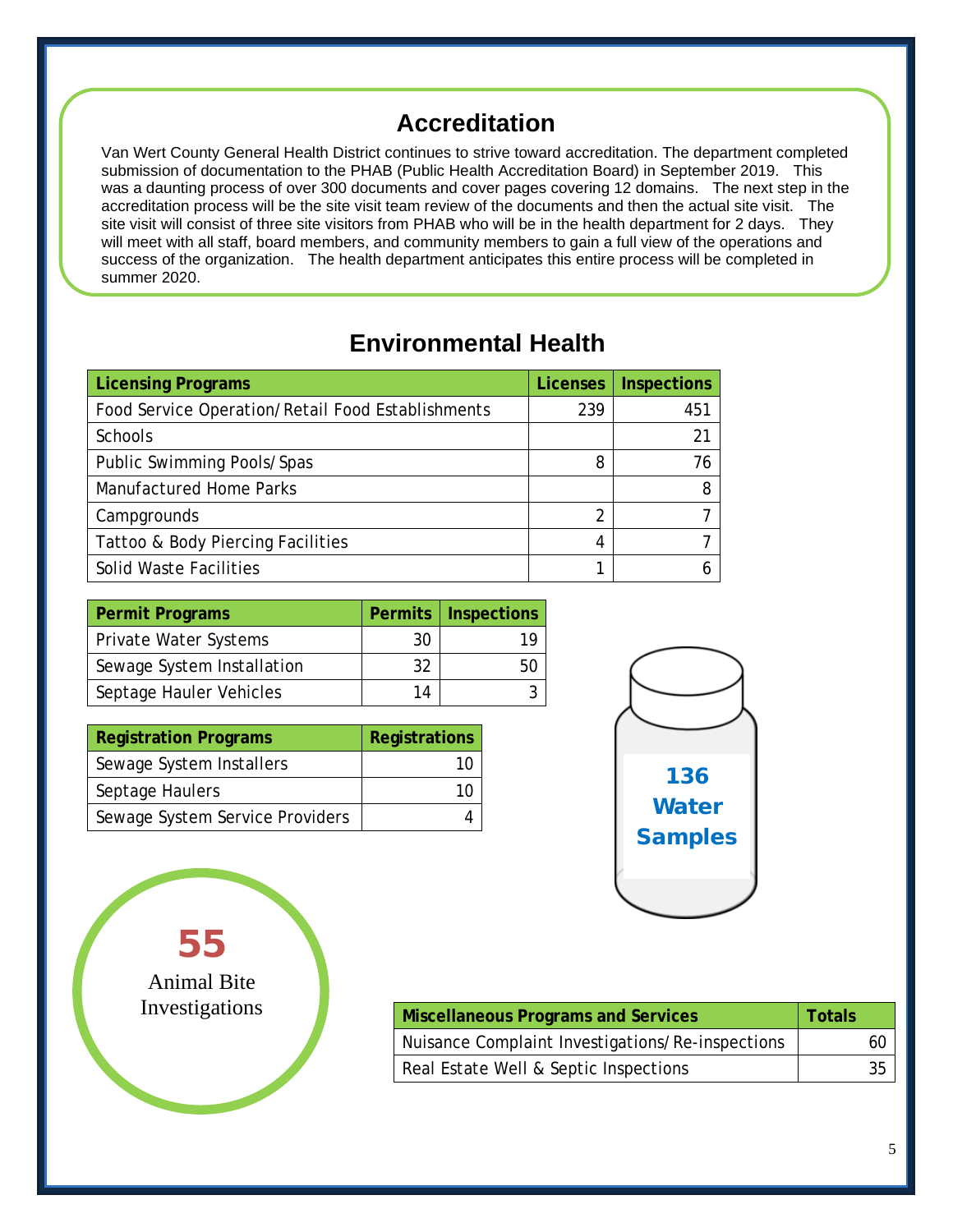## Accreditation

Van Wert County General Health District continues to strive toward accreditation. The department completed submission of documentation to the PHAB (Public Health Accreditation Board) in September 2019. This was a daunting process of over 300 documents and cover pages covering 12 domains. The next step in the accreditation process will be the site visit team review of the documents and then the actual site visit. The site visit will consist of three site visitors from PHAB who will be in the health department for 2 days. They will meet with all staff, board members, and community members to gain a full view of the operations and success of the organization. The health department anticipates this entire process will be completed in summer 2020.

## Environmental Health

| Licensing Programs | Licenses | Inspections |
|---|---|---|
| Food Service Operation/Retail Food Establishments | 239 | 451 |
| Schools | | 21 |
| Public Swimming Pools/Spas | 8 | 76 |
| Manufactured Home Parks | | 8 |
| Campgrounds | 2 | 7 |
| Tattoo & Body Piercing Facilities | 4 | 7 |
| Solid Waste Facilities | 1 | 6 |

| Permit Programs | Permits | Inspections |
|---|---|---|
| Private Water Systems | 30 | 19 |
| Sewage System Installation | 32 | 50 |
| Septage Hauler Vehicles | 14 | 3 |

| Registration Programs | Registrations |
|---|---|
| Sewage System Installers | 10 |
| Septage Haulers | 10 |
| Sewage System Service Providers | 4 |

**136 Water Samples**

**55** Animal Bite Investigations

| Miscellaneous Programs and Services | Totals |
|---|---|
| Nuisance Complaint Investigations/Re-inspections | 60 |
| Real Estate Well & Septic Inspections | 35 |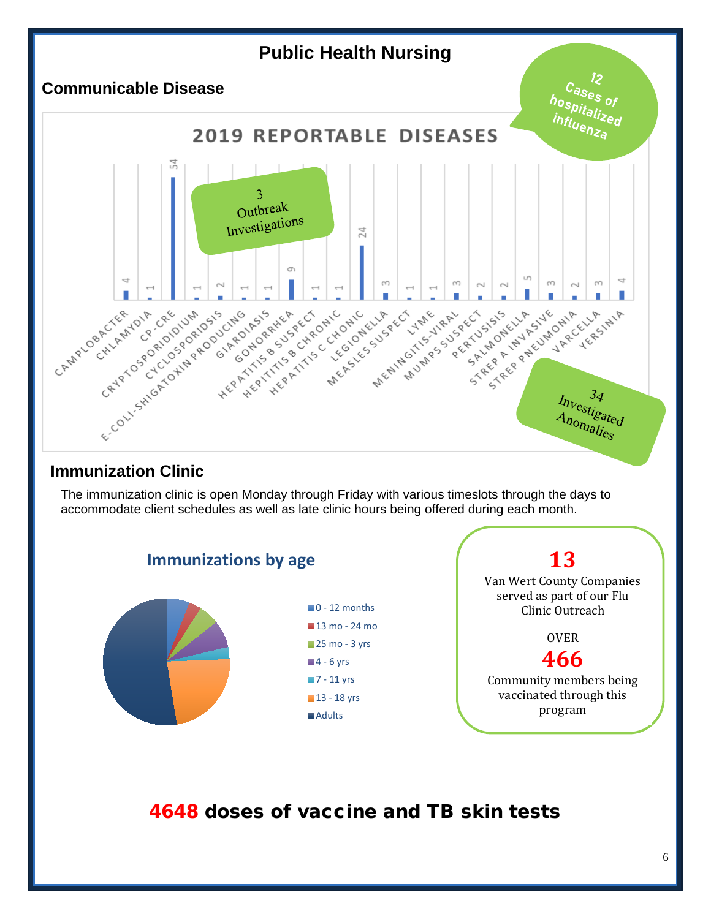# Public Health Nursing

## Communicable Disease

**12 Cases of hospitalized influenza**

### 2019 REPORTABLE DISEASES

| Disease | Count |
|---|---|
| CAMPLOBACTER | 4 |
| CHLAMYDIA | 1 |
| CP-CRE | 54 |
| CRYPTOSPORIDIDIUM | 1 |
| CYCLOSPORIDSIS | 2 |
| E-COLI-SHIGATOXIN PRODUCING | 1 |
| GIARDIASIS | 1 |
| GONORRHEA | 9 |
| HEPATITIS B SUSPECT | 1 |
| HEPITITIS B CHRONIC | 1 |
| HEPATITIS C CHONIC | 24 |
| LEGIONELLA | 3 |
| MEASLES SUSPECT | 1 |
| LYME | 1 |
| MENINGITIS-VIRAL | 3 |
| MUMPS SUSPECT | 2 |
| PERTUSISIS | 2 |
| SALMONELLA | 5 |
| STREP A INVASIVE | 3 |
| STREP PNEUMONIA | 2 |
| VARCELLA | 3 |
| YERSINIA | 4 |

**3 Outbreak Investigations**

**34 Investigated Anomalies**

## Immunization Clinic

The immunization clinic is open Monday through Friday with various timeslots through the days to accommodate client schedules as well as late clinic hours being offered during each month.

### Immunizations by age

- 0 - 12 months
- 13 mo - 24 mo
- 25 mo - 3 yrs
- 4 - 6 yrs
- 7 - 11 yrs
- 13 - 18 yrs
- Adults

**13** Van Wert County Companies served as part of our Flu Clinic Outreach

OVER **466** Community members being vaccinated through this program

**4648 doses of vaccine and TB skin tests**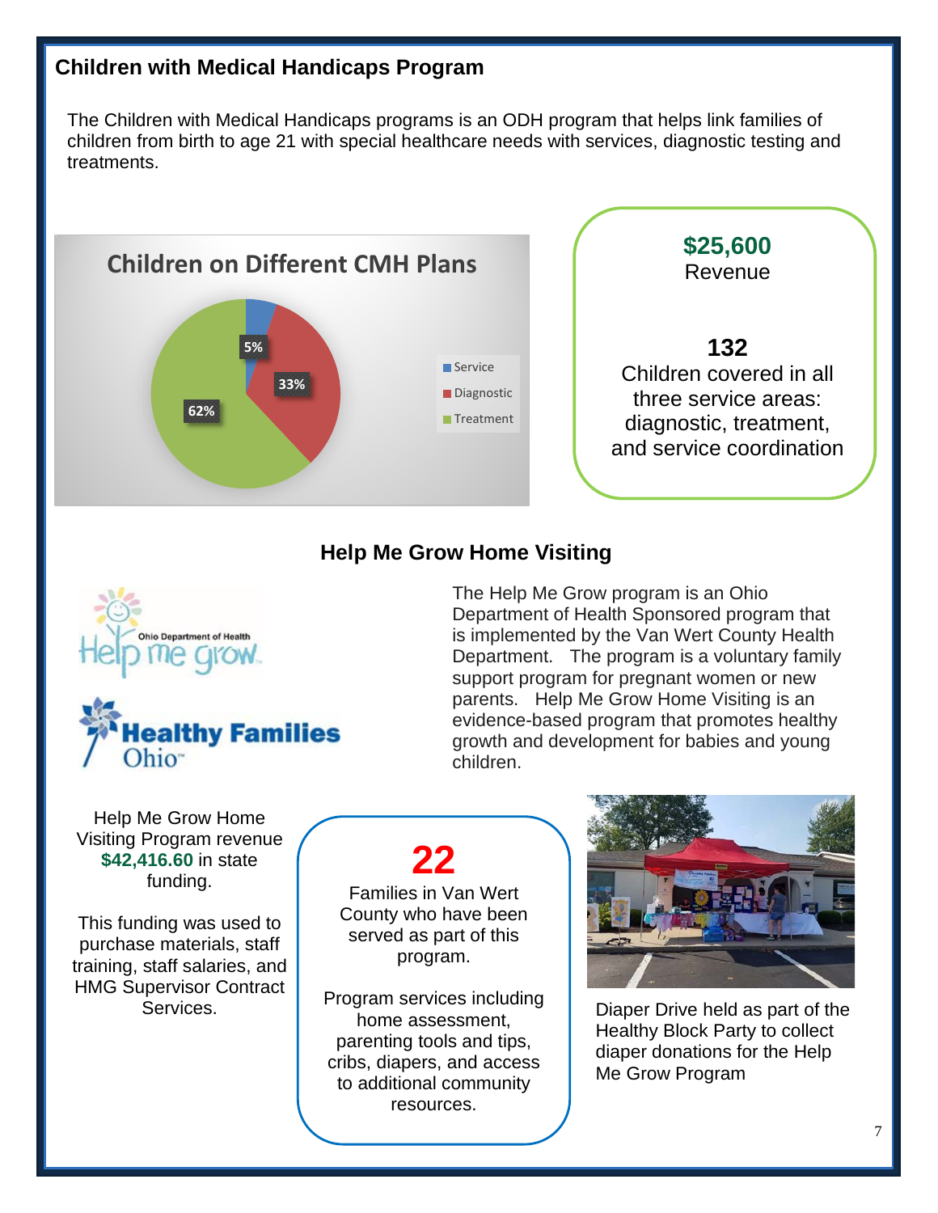## Children with Medical Handicaps Program

The Children with Medical Handicaps programs is an ODH program that helps link families of children from birth to age 21 with special healthcare needs with services, diagnostic testing and treatments.

**Children on Different CMH Plans**

| Plan | Percentage |
|---|---|
| Service | 5% |
| Diagnostic | 33% |
| Treatment | 62% |

**$25,600**
Revenue

**132**
Children covered in all three service areas: diagnostic, treatment, and service coordination

## Help Me Grow Home Visiting

The Help Me Grow program is an Ohio Department of Health Sponsored program that is implemented by the Van Wert County Health Department. The program is a voluntary family support program for pregnant women or new parents. Help Me Grow Home Visiting is an evidence-based program that promotes healthy growth and development for babies and young children.

Help Me Grow Home Visiting Program revenue **$42,416.60** in state funding.

This funding was used to purchase materials, staff training, staff salaries, and HMG Supervisor Contract Services.

**22**
Families in Van Wert County who have been served as part of this program.

Program services including home assessment, parenting tools and tips, cribs, diapers, and access to additional community resources.

Diaper Drive held as part of the Healthy Block Party to collect diaper donations for the Help Me Grow Program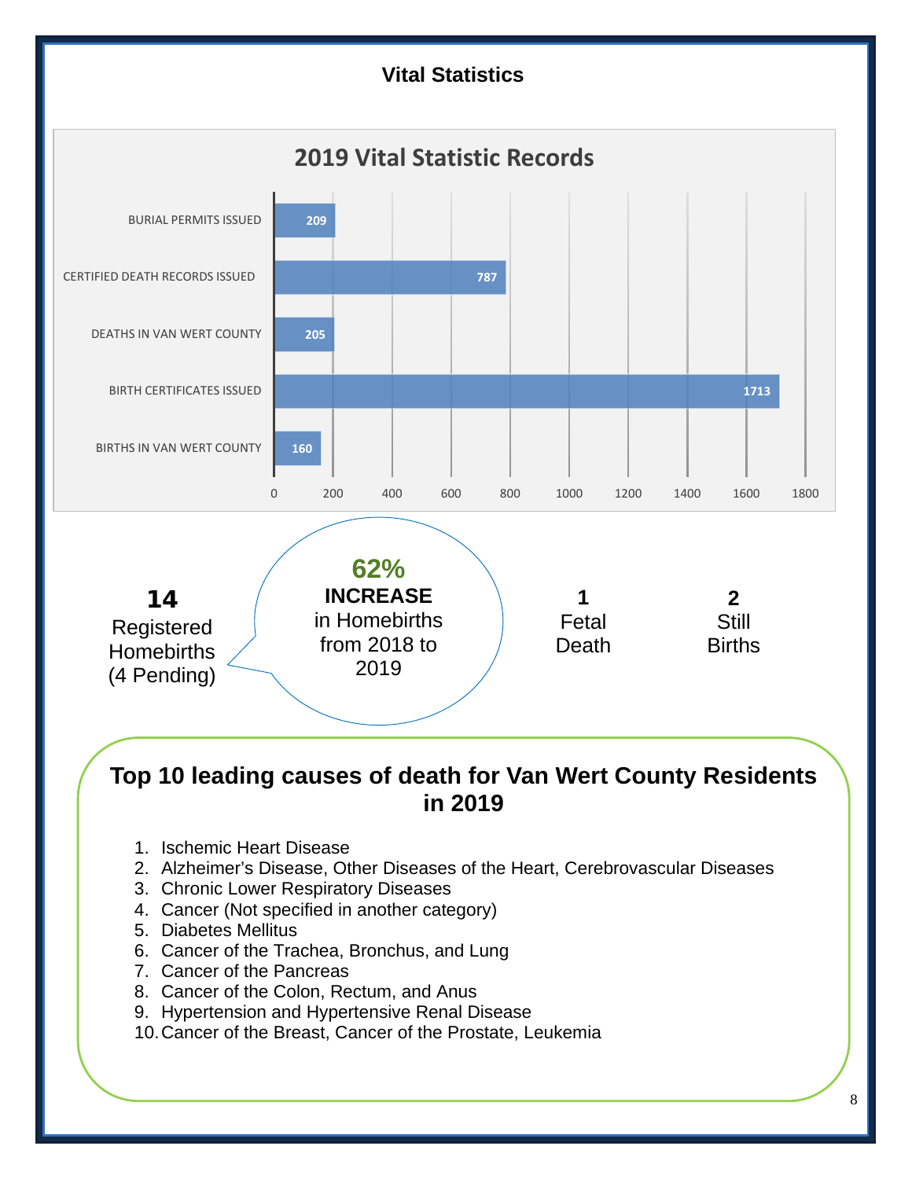# Vital Statistics

## 2019 Vital Statistic Records

| Record | Count |
|---|---|
| BURIAL PERMITS ISSUED | 209 |
| CERTIFIED DEATH RECORDS ISSUED | 787 |
| DEATHS IN VAN WERT COUNTY | 205 |
| BIRTH CERTIFICATES ISSUED | 1713 |
| BIRTHS IN VAN WERT COUNTY | 160 |

**14** Registered Homebirths (4 Pending)

**62%** **INCREASE** in Homebirths from 2018 to 2019

**1** Fetal Death

**2** Still Births

## Top 10 leading causes of death for Van Wert County Residents in 2019

1. Ischemic Heart Disease
2. Alzheimer's Disease, Other Diseases of the Heart, Cerebrovascular Diseases
3. Chronic Lower Respiratory Diseases
4. Cancer (Not specified in another category)
5. Diabetes Mellitus
6. Cancer of the Trachea, Bronchus, and Lung
7. Cancer of the Pancreas
8. Cancer of the Colon, Rectum, and Anus
9. Hypertension and Hypertensive Renal Disease
10. Cancer of the Breast, Cancer of the Prostate, Leukemia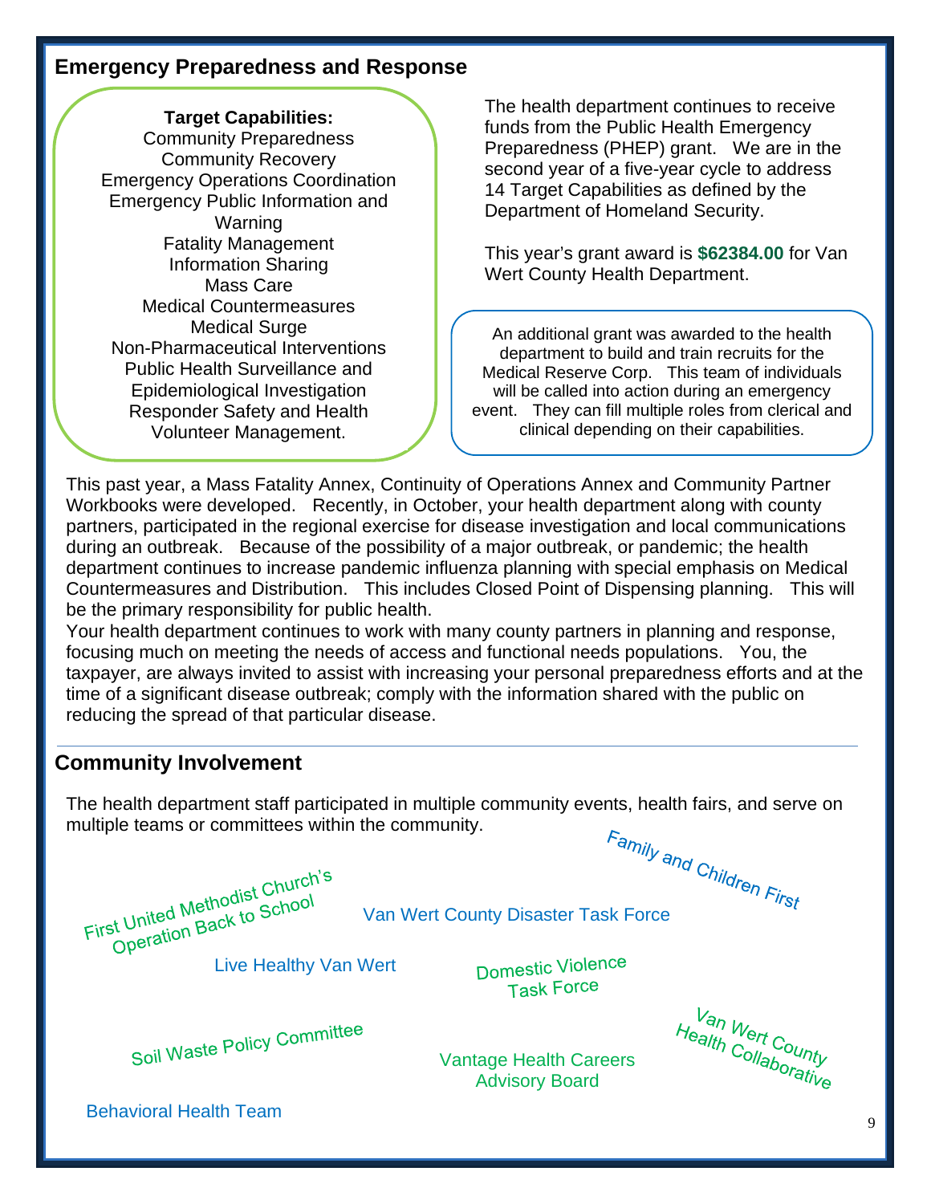## Emergency Preparedness and Response

**Target Capabilities:**
Community Preparedness
Community Recovery
Emergency Operations Coordination
Emergency Public Information and Warning
Fatality Management
Information Sharing
Mass Care
Medical Countermeasures
Medical Surge
Non-Pharmaceutical Interventions
Public Health Surveillance and Epidemiological Investigation
Responder Safety and Health
Volunteer Management.

The health department continues to receive funds from the Public Health Emergency Preparedness (PHEP) grant. We are in the second year of a five-year cycle to address 14 Target Capabilities as defined by the Department of Homeland Security.

This year's grant award is **$62384.00** for Van Wert County Health Department.

An additional grant was awarded to the health department to build and train recruits for the Medical Reserve Corp. This team of individuals will be called into action during an emergency event. They can fill multiple roles from clerical and clinical depending on their capabilities.

This past year, a Mass Fatality Annex, Continuity of Operations Annex and Community Partner Workbooks were developed. Recently, in October, your health department along with county partners, participated in the regional exercise for disease investigation and local communications during an outbreak. Because of the possibility of a major outbreak, or pandemic; the health department continues to increase pandemic influenza planning with special emphasis on Medical Countermeasures and Distribution. This includes Closed Point of Dispensing planning. This will be the primary responsibility for public health.

Your health department continues to work with many county partners in planning and response, focusing much on meeting the needs of access and functional needs populations. You, the taxpayer, are always invited to assist with increasing your personal preparedness efforts and at the time of a significant disease outbreak; comply with the information shared with the public on reducing the spread of that particular disease.

## Community Involvement

The health department staff participated in multiple community events, health fairs, and serve on multiple teams or committees within the community.

First United Methodist Church's Operation Back to School

Van Wert County Disaster Task Force

Family and Children First

Live Healthy Van Wert

Domestic Violence Task Force

Soil Waste Policy Committee

Vantage Health Careers Advisory Board

Van Wert County Health Collaborative

Behavioral Health Team